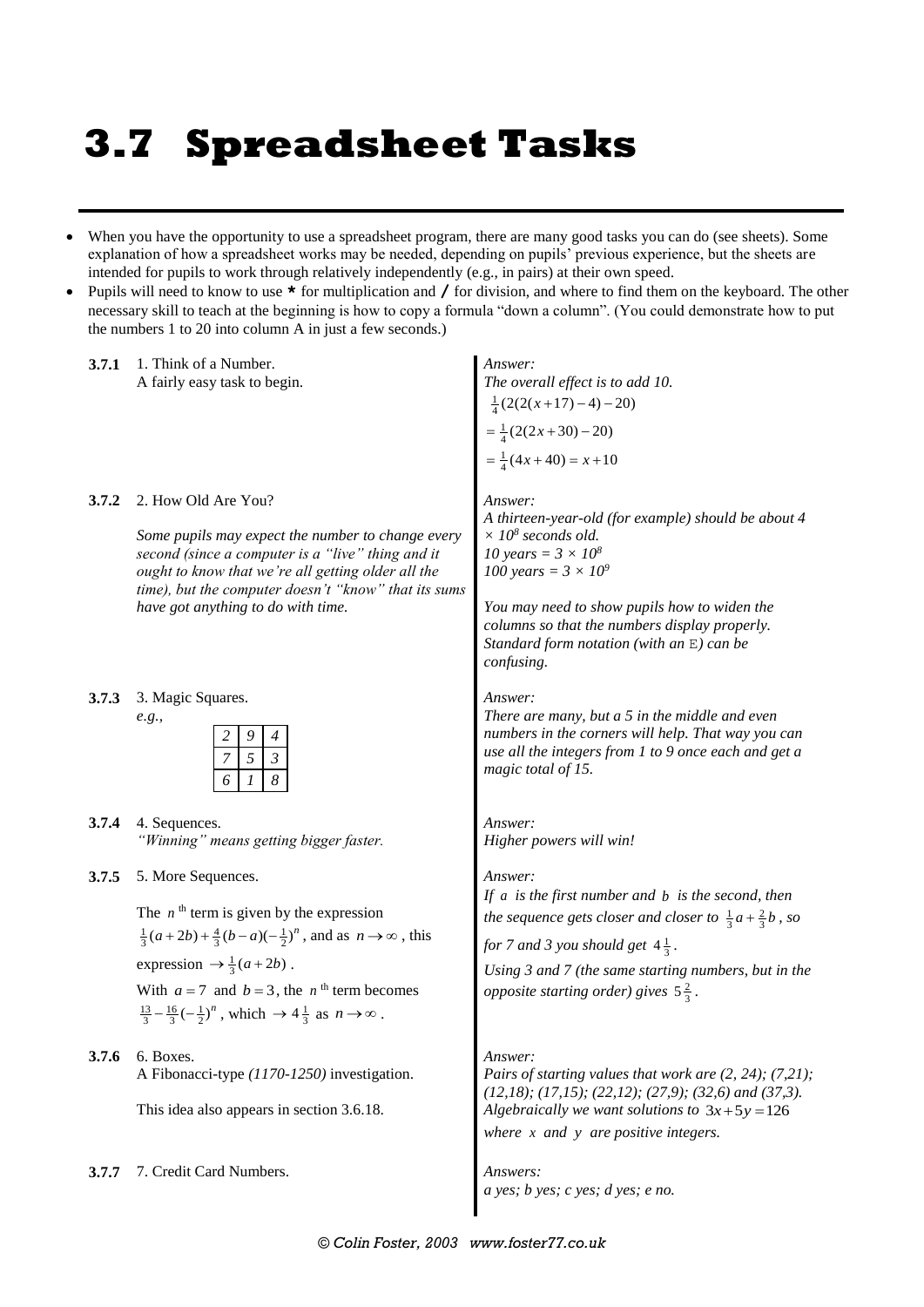# 3.7 Spreadsheet Tasks

- When you have the opportunity to use a spreadsheet program, there are many good tasks you can do (see sheets). Some explanation of how a spreadsheet works may be needed, depending on pupils' previous experience, but the sheets are intended for pupils to work through relatively independently (e.g., in pairs) at their own speed.
- Pupils will need to know to use **\*** for multiplication and **/** for division, and where to find them on the keyboard. The other necessary skill to teach at the beginning is how to copy a formula "down a column". (You could demonstrate how to put the numbers 1 to 20 into column A in just a few seconds.)

**3.7.1** 1. Think of a Number.
A fairly easy task to begin.

*Answer:*
*The overall effect is to add 10.*

$$\tfrac{1}{4}(2(2(x+17)-4)-20)$$
$$=\tfrac{1}{4}(2(2x+30)-20)$$
$$=\tfrac{1}{4}(4x+40)=x+10$$

**3.7.2** 2. How Old Are You?

*Some pupils may expect the number to change every second (since a computer is a "live" thing and it ought to know that we're all getting older all the time), but the computer doesn't "know" that its sums have got anything to do with time.*

*Answer:*
*A thirteen-year-old (for example) should be about $4 \times 10^8$ seconds old.*
*10 years = $3 \times 10^8$*
*100 years = $3 \times 10^9$*

*You may need to show pupils how to widen the columns so that the numbers display properly. Standard form notation (with an* E*) can be confusing.*

**3.7.3** 3. Magic Squares.
*e.g.,*

| | | |
|---|---|---|
| *2* | *9* | *4* |
| *7* | *5* | *3* |
| *6* | *1* | *8* |

*Answer:*
*There are many, but a 5 in the middle and even numbers in the corners will help. That way you can use all the integers from 1 to 9 once each and get a magic total of 15.*

**3.7.4** 4. Sequences.
*"Winning" means getting bigger faster.*

*Answer:*
*Higher powers will win!*

**3.7.5** 5. More Sequences.

The $n^{\text{th}}$ term is given by the expression $\frac{1}{3}(a+2b)+\frac{4}{3}(b-a)(-\frac{1}{2})^n$, and as $n \to \infty$, this expression $\to \frac{1}{3}(a+2b)$.
With $a=7$ and $b=3$, the $n^{\text{th}}$ term becomes $\frac{13}{3}-\frac{16}{3}(-\frac{1}{2})^n$, which $\to 4\frac{1}{3}$ as $n \to \infty$.

*Answer:*
*If $a$ is the first number and $b$ is the second, then the sequence gets closer and closer to $\frac{1}{3}a+\frac{2}{3}b$, so for 7 and 3 you should get $4\frac{1}{3}$.*
*Using 3 and 7 (the same starting numbers, but in the opposite starting order) gives $5\frac{2}{3}$.*

**3.7.6** 6. Boxes.
A Fibonacci-type *(1170-1250)* investigation.

This idea also appears in section 3.6.18.

*Answer:*
*Pairs of starting values that work are (2, 24); (7,21); (12,18); (17,15); (22,12); (27,9); (32,6) and (37,3). Algebraically we want solutions to $3x+5y=126$ where $x$ and $y$ are positive integers.*

**3.7.7** 7. Credit Card Numbers.

*Answers:*
*a yes; b yes; c yes; d yes; e no.*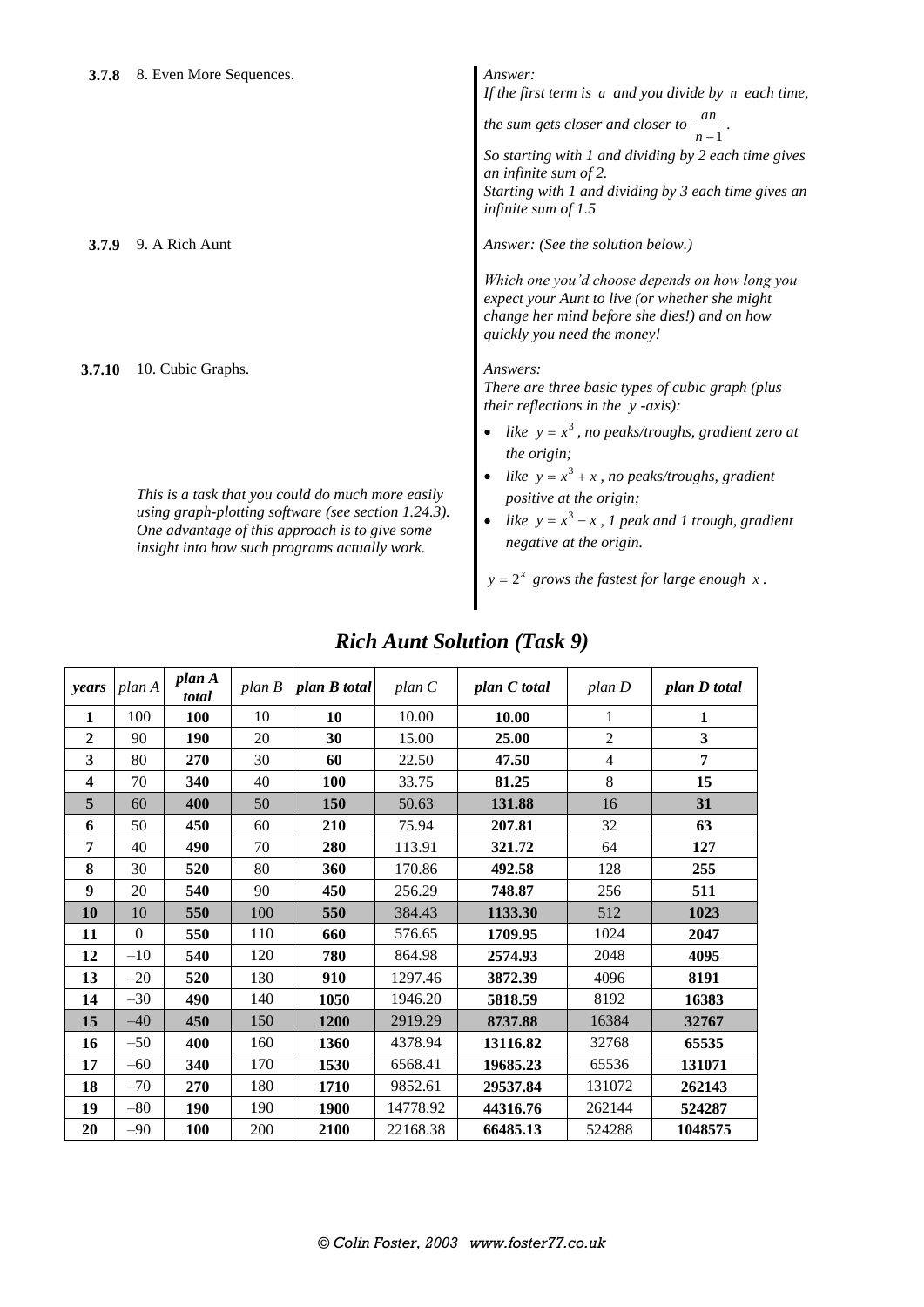**3.7.8** 8. Even More Sequences.

*Answer:*
*If the first term is $a$ and you divide by $n$ each time, the sum gets closer and closer to $\frac{an}{n-1}$.*
*So starting with 1 and dividing by 2 each time gives an infinite sum of 2.*
*Starting with 1 and dividing by 3 each time gives an infinite sum of 1.5*

**3.7.9** 9. A Rich Aunt

*Answer: (See the solution below.)*

*Which one you'd choose depends on how long you expect your Aunt to live (or whether she might change her mind before she dies!) and on how quickly you need the money!*

**3.7.10** 10. Cubic Graphs.

*This is a task that you could do much more easily using graph-plotting software (see section 1.24.3). One advantage of this approach is to give some insight into how such programs actually work.*

*Answers:*
*There are three basic types of cubic graph (plus their reflections in the $y$-axis):*

- *like $y = x^3$, no peaks/troughs, gradient zero at the origin;*
- *like $y = x^3 + x$, no peaks/troughs, gradient positive at the origin;*
- *like $y = x^3 - x$, 1 peak and 1 trough, gradient negative at the origin.*

*$y = 2^x$ grows the fastest for large enough $x$.*

## *Rich Aunt Solution (Task 9)*

| *years* | *plan A* | *plan A total* | *plan B* | *plan B total* | *plan C* | *plan C total* | *plan D* | *plan D total* |
|---|---|---|---|---|---|---|---|---|
| **1** | 100 | **100** | 10 | **10** | 10.00 | **10.00** | 1 | **1** |
| **2** | 90 | **190** | 20 | **30** | 15.00 | **25.00** | 2 | **3** |
| **3** | 80 | **270** | 30 | **60** | 22.50 | **47.50** | 4 | **7** |
| **4** | 70 | **340** | 40 | **100** | 33.75 | **81.25** | 8 | **15** |
| **5** | 60 | **400** | 50 | **150** | 50.63 | **131.88** | 16 | **31** |
| **6** | 50 | **450** | 60 | **210** | 75.94 | **207.81** | 32 | **63** |
| **7** | 40 | **490** | 70 | **280** | 113.91 | **321.72** | 64 | **127** |
| **8** | 30 | **520** | 80 | **360** | 170.86 | **492.58** | 128 | **255** |
| **9** | 20 | **540** | 90 | **450** | 256.29 | **748.87** | 256 | **511** |
| **10** | 10 | **550** | 100 | **550** | 384.43 | **1133.30** | 512 | **1023** |
| **11** | 0 | **550** | 110 | **660** | 576.65 | **1709.95** | 1024 | **2047** |
| **12** | –10 | **540** | 120 | **780** | 864.98 | **2574.93** | 2048 | **4095** |
| **13** | –20 | **520** | 130 | **910** | 1297.46 | **3872.39** | 4096 | **8191** |
| **14** | –30 | **490** | 140 | **1050** | 1946.20 | **5818.59** | 8192 | **16383** |
| **15** | –40 | **450** | 150 | **1200** | 2919.29 | **8737.88** | 16384 | **32767** |
| **16** | –50 | **400** | 160 | **1360** | 4378.94 | **13116.82** | 32768 | **65535** |
| **17** | –60 | **340** | 170 | **1530** | 6568.41 | **19685.23** | 65536 | **131071** |
| **18** | –70 | **270** | 180 | **1710** | 9852.61 | **29537.84** | 131072 | **262143** |
| **19** | –80 | **190** | 190 | **1900** | 14778.92 | **44316.76** | 262144 | **524287** |
| **20** | –90 | **100** | 200 | **2100** | 22168.38 | **66485.13** | 524288 | **1048575** |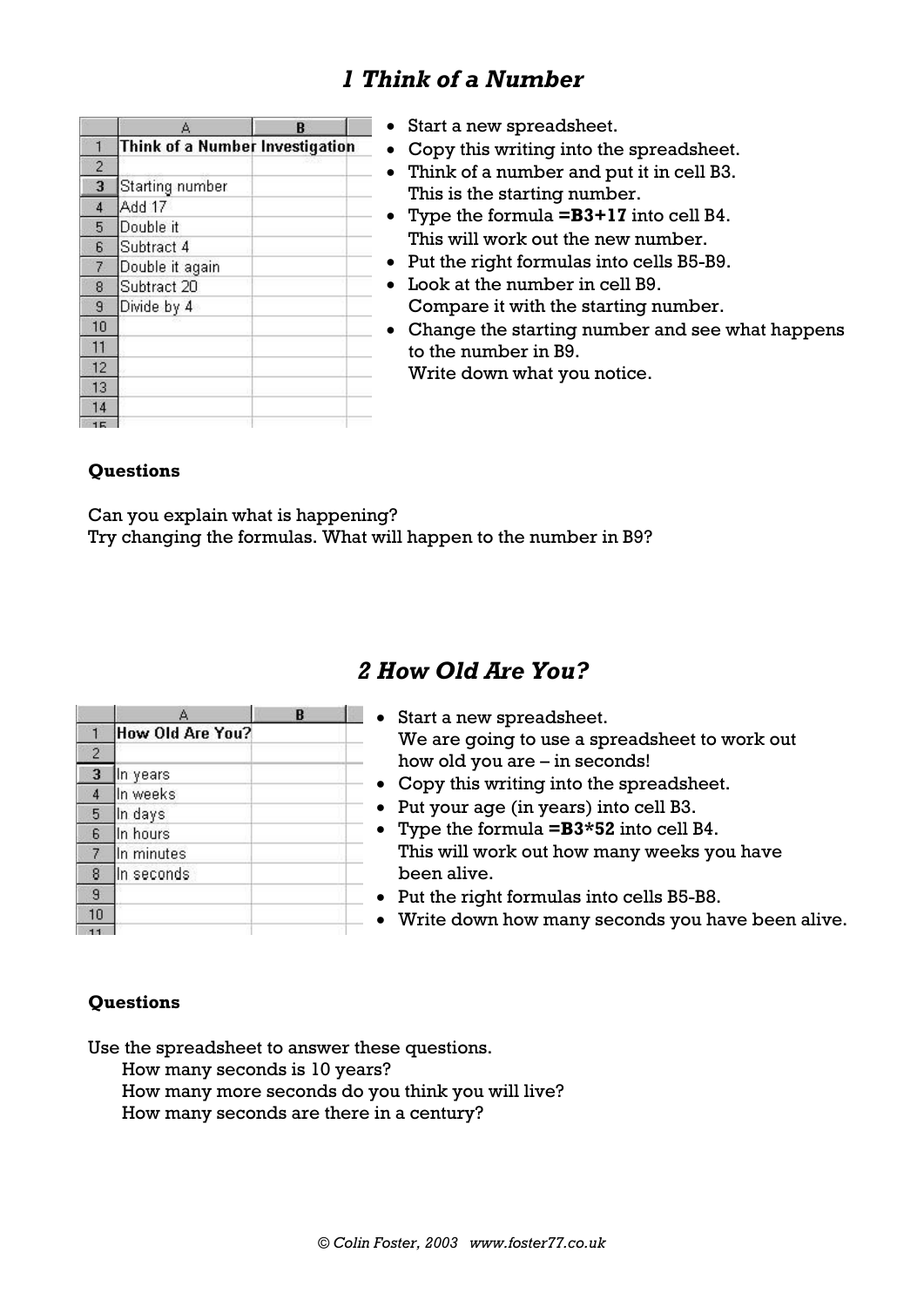## *1 Think of a Number*

| | A | B |
|---|---|---|
| 1 | **Think of a Number Investigation** | |
| 2 | | |
| 3 | Starting number | |
| 4 | Add 17 | |
| 5 | Double it | |
| 6 | Subtract 4 | |
| 7 | Double it again | |
| 8 | Subtract 20 | |
| 9 | Divide by 4 | |
| 10 | | |
| 11 | | |
| 12 | | |
| 13 | | |
| 14 | | |

- Start a new spreadsheet.
- Copy this writing into the spreadsheet.
- Think of a number and put it in cell B3.
  This is the starting number.
- Type the formula **=B3+17** into cell B4.
  This will work out the new number.
- Put the right formulas into cells B5-B9.
- Look at the number in cell B9.
  Compare it with the starting number.
- Change the starting number and see what happens to the number in B9.
  Write down what you notice.

**Questions**

Can you explain what is happening?
Try changing the formulas. What will happen to the number in B9?

## *2 How Old Are You?*

| | A | B |
|---|---|---|
| 1 | **How Old Are You?** | |
| 2 | | |
| 3 | In years | |
| 4 | In weeks | |
| 5 | In days | |
| 6 | In hours | |
| 7 | In minutes | |
| 8 | In seconds | |
| 9 | | |
| 10 | | |

- Start a new spreadsheet.
  We are going to use a spreadsheet to work out how old you are – in seconds!
- Copy this writing into the spreadsheet.
- Put your age (in years) into cell B3.
- Type the formula **=B3*52** into cell B4.
  This will work out how many weeks you have been alive.
- Put the right formulas into cells B5-B8.
- Write down how many seconds you have been alive.

**Questions**

Use the spreadsheet to answer these questions.

How many seconds is 10 years?
How many more seconds do you think you will live?
How many seconds are there in a century?

*© Colin Foster, 2003 www.foster77.co.uk*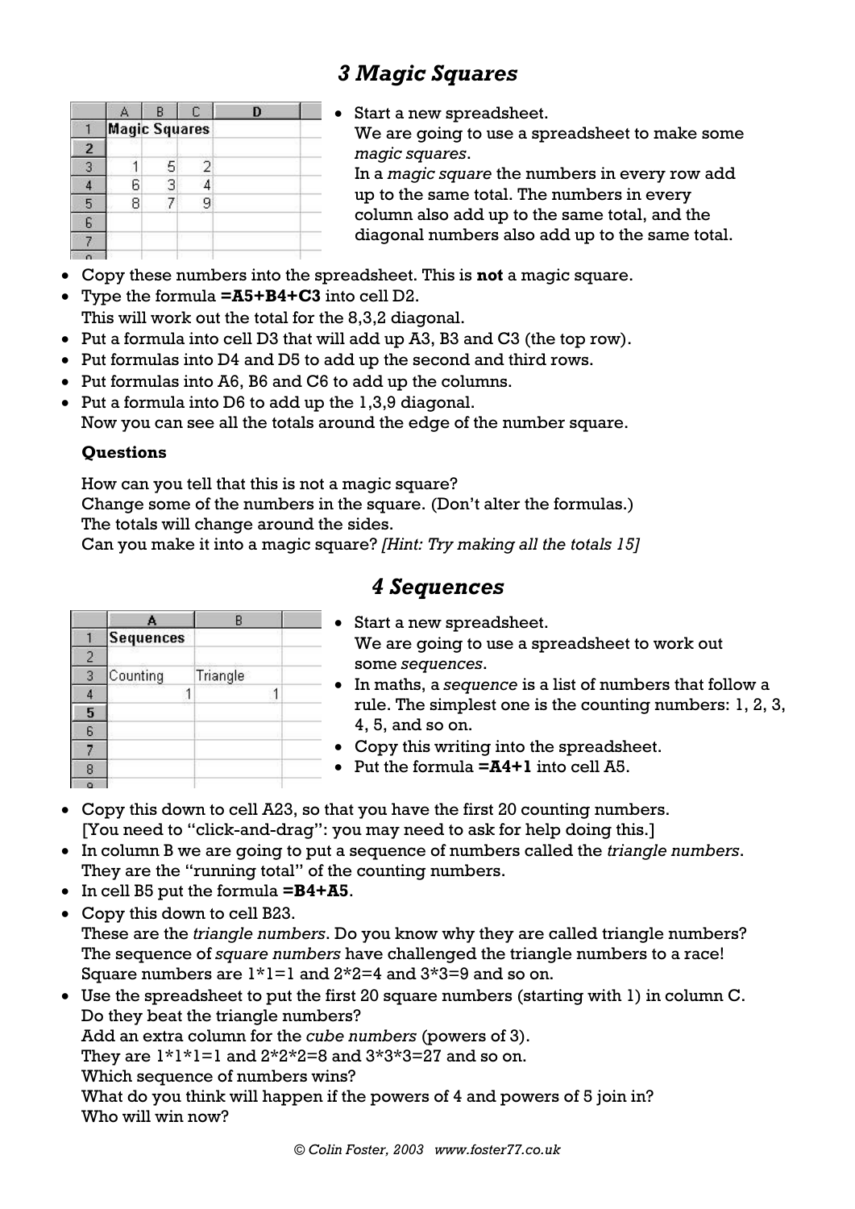## 3 Magic Squares

|   | A | B | C | D |
|---|---|---|---|---|
| 1 | Magic Squares | | | |
| 2 | | | | |
| 3 | 1 | 5 | 2 | |
| 4 | 6 | 3 | 4 | |
| 5 | 8 | 7 | 9 | |
| 6 | | | | |
| 7 | | | | |

- Start a new spreadsheet.
  We are going to use a spreadsheet to make some *magic squares*.
  In a *magic square* the numbers in every row add up to the same total. The numbers in every column also add up to the same total, and the diagonal numbers also add up to the same total.
- Copy these numbers into the spreadsheet. This is **not** a magic square.
- Type the formula **=A5+B4+C3** into cell D2.
  This will work out the total for the 8,3,2 diagonal.
- Put a formula into cell D3 that will add up A3, B3 and C3 (the top row).
- Put formulas into D4 and D5 to add up the second and third rows.
- Put formulas into A6, B6 and C6 to add up the columns.
- Put a formula into D6 to add up the 1,3,9 diagonal.
  Now you can see all the totals around the edge of the number square.

**Questions**

How can you tell that this is not a magic square?
Change some of the numbers in the square. (Don't alter the formulas.)
The totals will change around the sides.
Can you make it into a magic square? *[Hint: Try making all the totals 15]*

## 4 Sequences

|   | A | B |
|---|---|---|
| 1 | Sequences | |
| 2 | | |
| 3 | Counting | Triangle |
| 4 | 1 | 1 |
| 5 | | |
| 6 | | |
| 7 | | |
| 8 | | |

- Start a new spreadsheet.
  We are going to use a spreadsheet to work out some *sequences*.
- In maths, a *sequence* is a list of numbers that follow a rule. The simplest one is the counting numbers: 1, 2, 3, 4, 5, and so on.
- Copy this writing into the spreadsheet.
- Put the formula **=A4+1** into cell A5.
- Copy this down to cell A23, so that you have the first 20 counting numbers.
  [You need to "click-and-drag": you may need to ask for help doing this.]
- In column B we are going to put a sequence of numbers called the *triangle numbers*. They are the "running total" of the counting numbers.
- In cell B5 put the formula **=B4+A5**.
- Copy this down to cell B23.
  These are the *triangle numbers*. Do you know why they are called triangle numbers?
  The sequence of *square numbers* have challenged the triangle numbers to a race!
  Square numbers are 1*1=1 and 2*2=4 and 3*3=9 and so on.
- Use the spreadsheet to put the first 20 square numbers (starting with 1) in column C.
  Do they beat the triangle numbers?
  Add an extra column for the *cube numbers* (powers of 3).
  They are 1*1*1=1 and 2*2*2=8 and 3*3*3=27 and so on.
  Which sequence of numbers wins?
  What do you think will happen if the powers of 4 and powers of 5 join in?
  Who will win now?

*© Colin Foster, 2003 www.foster77.co.uk*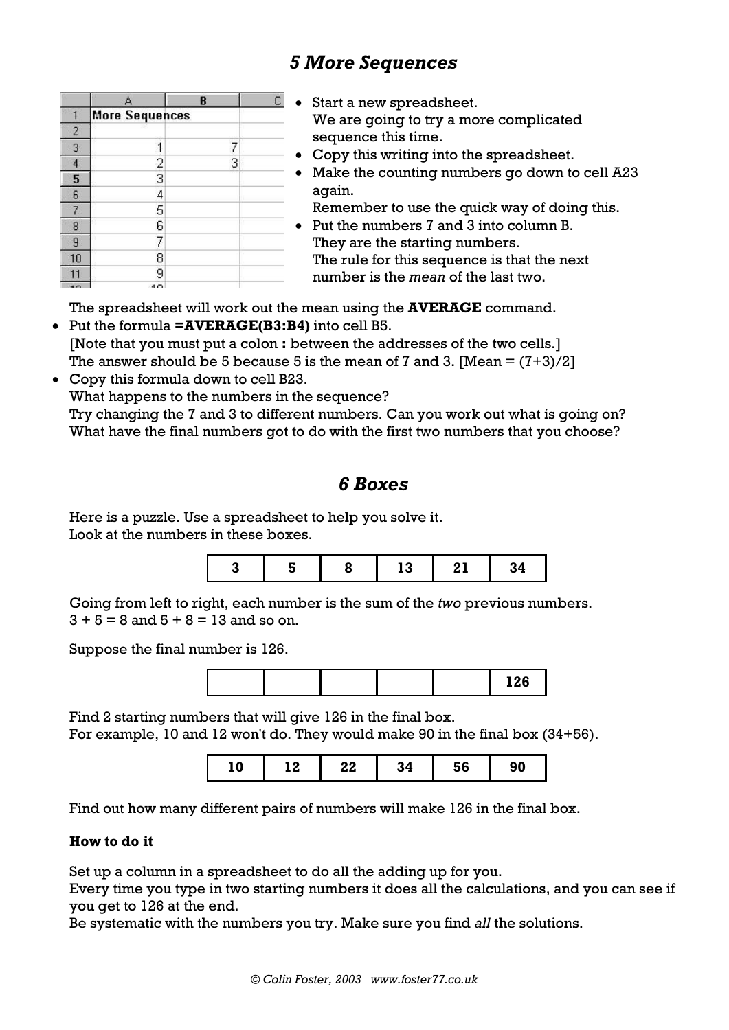## *5 More Sequences*

| | A | B | C |
|---|---|---|---|
| 1 | More Sequences | | |
| 2 | | | |
| 3 | 1 | 7 | |
| 4 | 2 | 3 | |
| 5 | 3 | | |
| 6 | 4 | | |
| 7 | 5 | | |
| 8 | 6 | | |
| 9 | 7 | | |
| 10 | 8 | | |
| 11 | 9 | | |
| 12 | 10 | | |

- Start a new spreadsheet.
  We are going to try a more complicated sequence this time.
- Copy this writing into the spreadsheet.
- Make the counting numbers go down to cell A23 again.
  Remember to use the quick way of doing this.
- Put the numbers 7 and 3 into column B.
  They are the starting numbers.
  The rule for this sequence is that the next number is the *mean* of the last two.

The spreadsheet will work out the mean using the **AVERAGE** command.

- Put the formula **=AVERAGE(B3:B4)** into cell B5.
  [Note that you must put a colon **:** between the addresses of the two cells.]
  The answer should be 5 because 5 is the mean of 7 and 3. [Mean = (7+3)/2]
- Copy this formula down to cell B23.
  What happens to the numbers in the sequence?
  Try changing the 7 and 3 to different numbers. Can you work out what is going on?
  What have the final numbers got to do with the first two numbers that you choose?

## *6 Boxes*

Here is a puzzle. Use a spreadsheet to help you solve it.
Look at the numbers in these boxes.

| 3 | 5 | 8 | 13 | 21 | 34 |
|---|---|---|---|---|---|

Going from left to right, each number is the sum of the *two* previous numbers.
3 + 5 = 8 and 5 + 8 = 13 and so on.

Suppose the final number is 126.

| | | | | | 126 |
|---|---|---|---|---|---|

Find 2 starting numbers that will give 126 in the final box.
For example, 10 and 12 won't do. They would make 90 in the final box (34+56).

| 10 | 12 | 22 | 34 | 56 | 90 |
|---|---|---|---|---|---|

Find out how many different pairs of numbers will make 126 in the final box.

**How to do it**

Set up a column in a spreadsheet to do all the adding up for you.
Every time you type in two starting numbers it does all the calculations, and you can see if you get to 126 at the end.
Be systematic with the numbers you try. Make sure you find *all* the solutions.

© Colin Foster, 2003 www.foster77.co.uk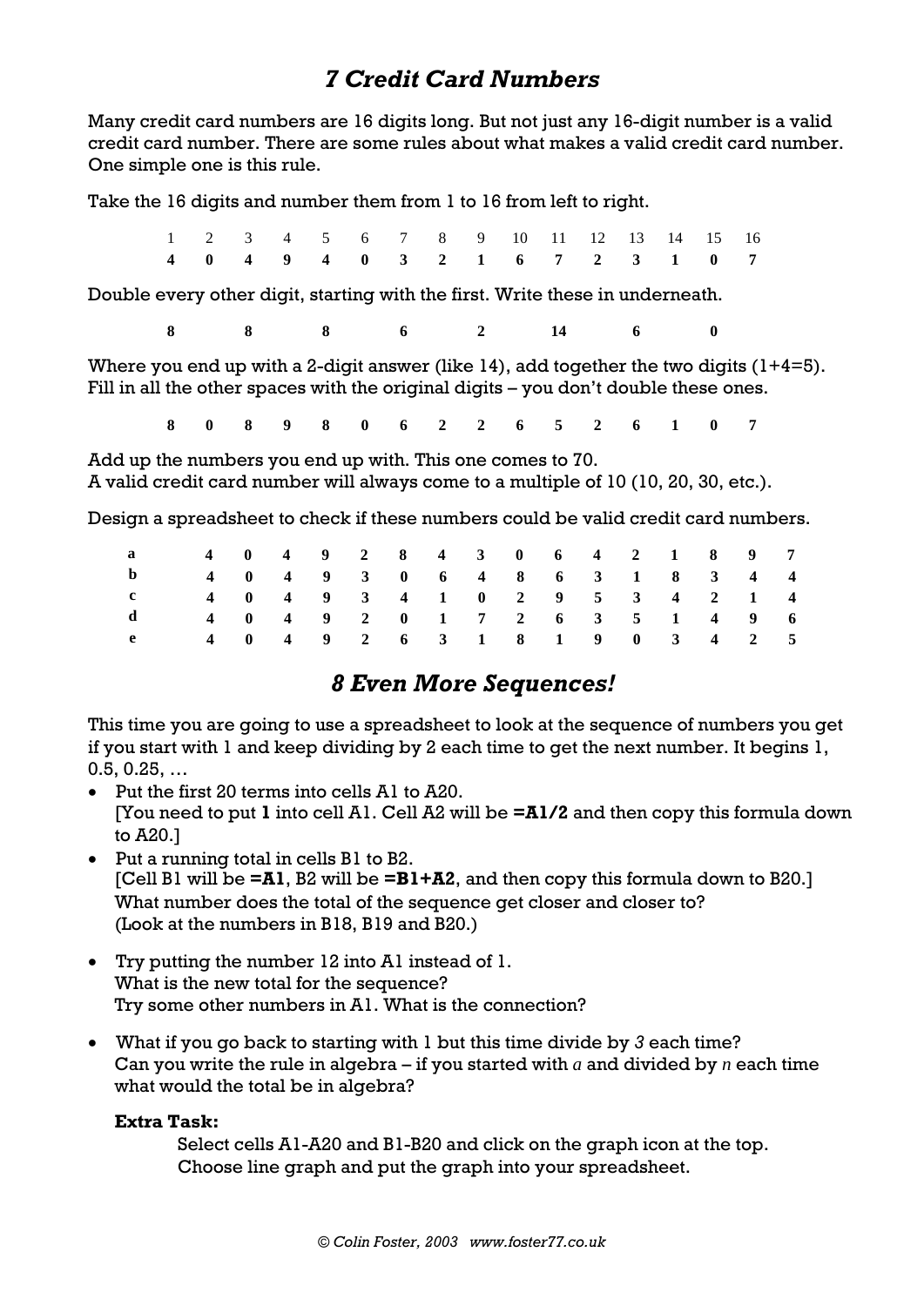## *7 Credit Card Numbers*

Many credit card numbers are 16 digits long. But not just any 16-digit number is a valid credit card number. There are some rules about what makes a valid credit card number. One simple one is this rule.

Take the 16 digits and number them from 1 to 16 from left to right.

| 1 | 2 | 3 | 4 | 5 | 6 | 7 | 8 | 9 | 10 | 11 | 12 | 13 | 14 | 15 | 16 |
|---|---|---|---|---|---|---|---|---|---|---|---|---|---|---|---|
| **4** | **0** | **4** | **9** | **4** | **0** | **3** | **2** | **1** | **6** | **7** | **2** | **3** | **1** | **0** | **7** |

Double every other digit, starting with the first. Write these in underneath.

| | | | | | | | | | | | | | | | |
|---|---|---|---|---|---|---|---|---|---|---|---|---|---|---|---|
| **8** | | **8** | | **8** | | **6** | | **2** | | **14** | | **6** | | **0** | |

Where you end up with a 2-digit answer (like 14), add together the two digits (1+4=5). Fill in all the other spaces with the original digits – you don't double these ones.

| | | | | | | | | | | | | | | | |
|---|---|---|---|---|---|---|---|---|---|---|---|---|---|---|---|
| **8** | **0** | **8** | **9** | **8** | **0** | **6** | **2** | **2** | **6** | **5** | **2** | **6** | **1** | **0** | **7** |

Add up the numbers you end up with. This one comes to 70.
A valid credit card number will always come to a multiple of 10 (10, 20, 30, etc.).

Design a spreadsheet to check if these numbers could be valid credit card numbers.

| | | | | | | | | | | | | | | | | |
|---|---|---|---|---|---|---|---|---|---|---|---|---|---|---|---|---|
| **a** | **4** | **0** | **4** | **9** | **2** | **8** | **4** | **3** | **0** | **6** | **4** | **2** | **1** | **8** | **9** | **7** |
| **b** | **4** | **0** | **4** | **9** | **3** | **0** | **6** | **4** | **8** | **6** | **3** | **1** | **8** | **3** | **4** | **4** |
| **c** | **4** | **0** | **4** | **9** | **3** | **4** | **1** | **0** | **2** | **9** | **5** | **3** | **4** | **2** | **1** | **4** |
| **d** | **4** | **0** | **4** | **9** | **2** | **0** | **1** | **7** | **2** | **6** | **3** | **5** | **1** | **4** | **9** | **6** |
| **e** | **4** | **0** | **4** | **9** | **2** | **6** | **3** | **1** | **8** | **1** | **9** | **0** | **3** | **4** | **2** | **5** |

## *8 Even More Sequences!*

This time you are going to use a spreadsheet to look at the sequence of numbers you get if you start with 1 and keep dividing by 2 each time to get the next number. It begins 1, 0.5, 0.25, …

- Put the first 20 terms into cells A1 to A20.
  [You need to put **1** into cell A1. Cell A2 will be **=A1/2** and then copy this formula down to A20.]
- Put a running total in cells B1 to B2.
  [Cell B1 will be **=A1**, B2 will be **=B1+A2**, and then copy this formula down to B20.]
  What number does the total of the sequence get closer and closer to?
  (Look at the numbers in B18, B19 and B20.)
- Try putting the number 12 into A1 instead of 1.
  What is the new total for the sequence?
  Try some other numbers in A1. What is the connection?
- What if you go back to starting with 1 but this time divide by *3* each time?
  Can you write the rule in algebra – if you started with $a$ and divided by $n$ each time what would the total be in algebra?

**Extra Task:**

Select cells A1-A20 and B1-B20 and click on the graph icon at the top.
Choose line graph and put the graph into your spreadsheet.

*© Colin Foster, 2003 www.foster77.co.uk*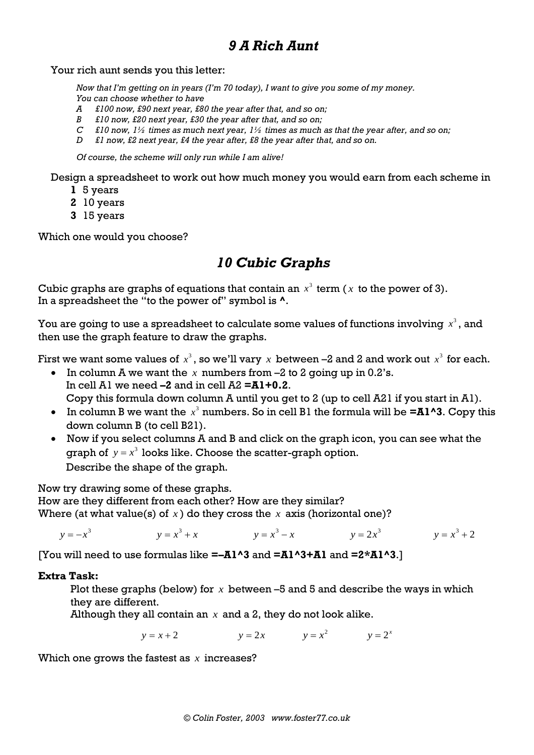# 9 A Rich Aunt

Your rich aunt sends you this letter:

> *Now that I'm getting on in years (I'm 70 today), I want to give you some of my money.*
> *You can choose whether to have*
>
> *A  £100 now, £90 next year, £80 the year after that, and so on;*
> *B  £10 now, £20 next year, £30 the year after that, and so on;*
> *C  £10 now, $1\frac{1}{2}$ times as much next year, $1\frac{1}{2}$ times as much as that the year after, and so on;*
> *D  £1 now, £2 next year, £4 the year after, £8 the year after that, and so on.*
>
> *Of course, the scheme will only run while I am alive!*

Design a spreadsheet to work out how much money you would earn from each scheme in

**1** 5 years
**2** 10 years
**3** 15 years

Which one would you choose?

# 10 Cubic Graphs

Cubic graphs are graphs of equations that contain an $x^3$ term ($x$ to the power of 3).
In a spreadsheet the "to the power of" symbol is **^**.

You are going to use a spreadsheet to calculate some values of functions involving $x^3$, and then use the graph feature to draw the graphs.

First we want some values of $x^3$, so we'll vary $x$ between –2 and 2 and work out $x^3$ for each.

- In column A we want the $x$ numbers from –2 to 2 going up in 0.2's.
  In cell A1 we need **–2** and in cell A2 **=A1+0.2**.
  Copy this formula down column A until you get to 2 (up to cell A21 if you start in A1).
- In column B we want the $x^3$ numbers. So in cell B1 the formula will be **=A1^3**. Copy this down column B (to cell B21).
- Now if you select columns A and B and click on the graph icon, you can see what the graph of $y = x^3$ looks like. Choose the scatter-graph option.
  Describe the shape of the graph.

Now try drawing some of these graphs.
How are they different from each other? How are they similar?
Where (at what value(s) of $x$) do they cross the $x$ axis (horizontal one)?

$$y = -x^3 \qquad y = x^3 + x \qquad y = x^3 - x \qquad y = 2x^3 \qquad y = x^3 + 2$$

[You will need to use formulas like **=–A1^3** and **=A1^3+A1** and **=2*A1^3**.]

**Extra Task:**

Plot these graphs (below) for $x$ between –5 and 5 and describe the ways in which they are different.
Although they all contain an $x$ and a 2, they do not look alike.

$$y = x + 2 \qquad y = 2x \qquad y = x^2 \qquad y = 2^x$$

Which one grows the fastest as $x$ increases?